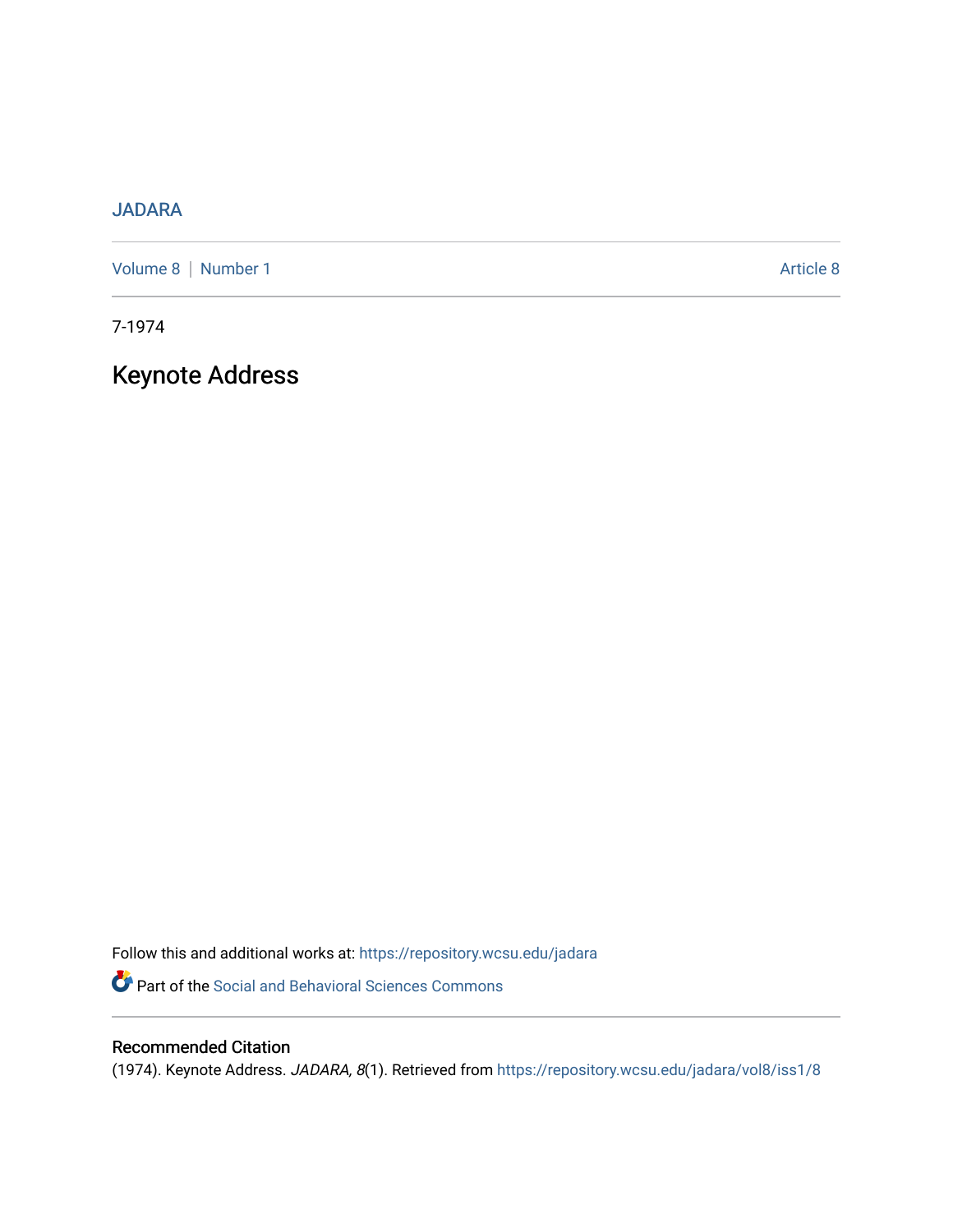JADARA

Volume 8 | Number 1 | Article 8

7-1974

# Keynote Address

Follow this and additional works at: https://repository.wcsu.edu/jadara

Part of the Social and Behavioral Sciences Commons

## Recommended Citation

(1974). Keynote Address. *JADARA, 8*(1). Retrieved from https://repository.wcsu.edu/jadara/vol8/iss1/8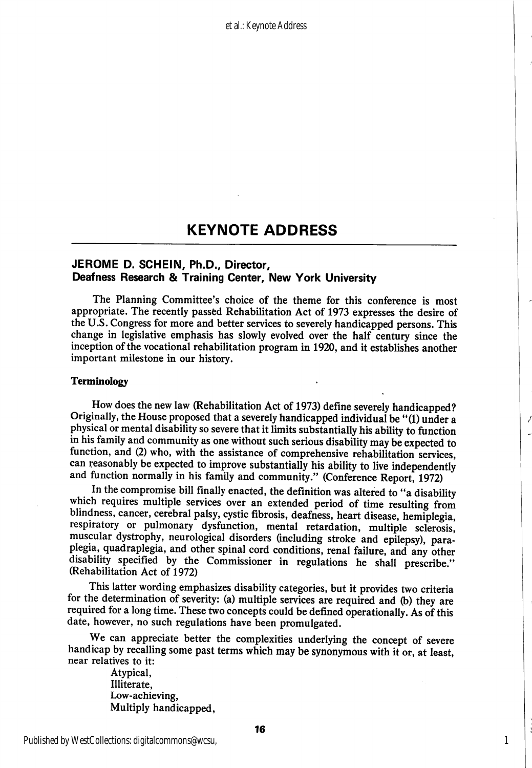# KEYNOTE ADDRESS

**JEROME D. SCHEIN, Ph.D., Director, Deafness Research & Training Center, New York University**

The Planning Committee's choice of the theme for this conference is most appropriate. The recently passed Rehabilitation Act of 1973 expresses the desire of the U.S. Congress for more and better services to severely handicapped persons. This change in legislative emphasis has slowly evolved over the half century since the inception of the vocational rehabilitation program in 1920, and it establishes another important milestone in our history.

**Terminology**

How does the new law (Rehabilitation Act of 1973) define severely handicapped? Originally, the House proposed that a severely handicapped individual be "(1) under a physical or mental disability so severe that it limits substantially his ability to function in his family and community as one without such serious disability may be expected to function, and (2) who, with the assistance of comprehensive rehabilitation services, can reasonably be expected to improve substantially his ability to live independently and function normally in his family and community." (Conference Report, 1972)

In the compromise bill finally enacted, the definition was altered to "a disability which requires multiple services over an extended period of time resulting from blindness, cancer, cerebral palsy, cystic fibrosis, deafness, heart disease, hemiplegia, respiratory or pulmonary dysfunction, mental retardation, multiple sclerosis, muscular dystrophy, neurological disorders (including stroke and epilepsy), paraplegia, quadraplegia, and other spinal cord conditions, renal failure, and any other disability specified by the Commissioner in regulations he shall prescribe." (Rehabilitation Act of 1972)

This latter wording emphasizes disability categories, but it provides two criteria for the determination of severity: (a) multiple services are required and (b) they are required for a long time. These two concepts could be defined operationally. As of this date, however, no such regulations have been promulgated.

We can appreciate better the complexities underlying the concept of severe handicap by recalling some past terms which may be synonymous with it or, at least, near relatives to it:

Atypical,
Illiterate,
Low-achieving,
Multiply handicapped,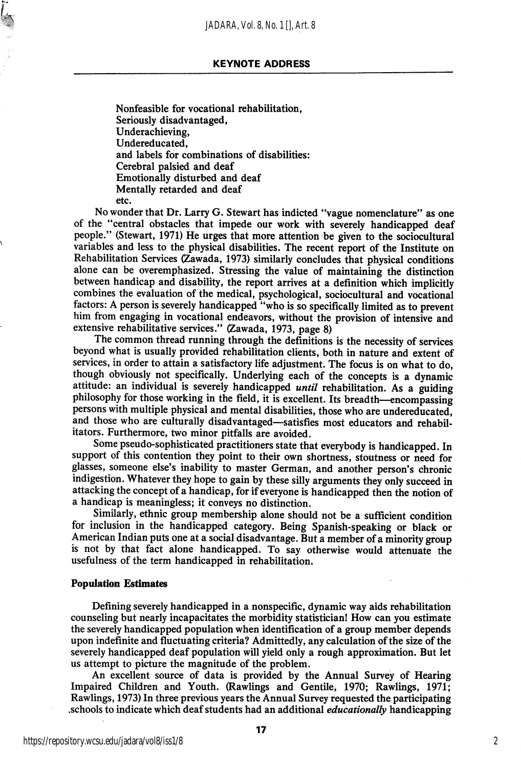Nonfeasible for vocational rehabilitation,
Seriously disadvantaged,
Underachieving,
Undereducated,
and labels for combinations of disabilities:
Cerebral palsied and deaf
Emotionally disturbed and deaf
Mentally retarded and deaf
etc.

No wonder that Dr. Larry G. Stewart has indicted "vague nomenclature" as one of the "central obstacles that impede our work with severely handicapped deaf people." (Stewart, 1971) He urges that more attention be given to the sociocultural variables and less to the physical disabilities. The recent report of the Institute on Rehabilitation Services (Zawada, 1973) similarly concludes that physical conditions alone can be overemphasized. Stressing the value of maintaining the distinction between handicap and disability, the report arrives at a definition which implicitly combines the evaluation of the medical, psychological, sociocultural and vocational factors: A person is severely handicapped "who is so specifically limited as to prevent him from engaging in vocational endeavors, without the provision of intensive and extensive rehabilitative services." (Zawada, 1973, page 8)

The common thread running through the definitions is the necessity of services beyond what is usually provided rehabilitation clients, both in nature and extent of services, in order to attain a satisfactory life adjustment. The focus is on what to do, though obviously not specifically. Underlying each of the concepts is a dynamic attitude: an individual is severely handicapped *until* rehabilitation. As a guiding philosophy for those working in the field, it is excellent. Its breadth—encompassing persons with multiple physical and mental disabilities, those who are undereducated, and those who are culturally disadvantaged—satisfies most educators and rehabilitators. Furthermore, two minor pitfalls are avoided.

Some pseudo-sophisticated practitioners state that everybody is handicapped. In support of this contention they point to their own shortness, stoutness or need for glasses, someone else's inability to master German, and another person's chronic indigestion. Whatever they hope to gain by these silly arguments they only succeed in attacking the concept of a handicap, for if everyone is handicapped then the notion of a handicap is meaningless; it conveys no distinction.

Similarly, ethnic group membership alone should not be a sufficient condition for inclusion in the handicapped category. Being Spanish-speaking or black or American Indian puts one at a social disadvantage. But a member of a minority group is not by that fact alone handicapped. To say otherwise would attenuate the usefulness of the term handicapped in rehabilitation.

### Population Estimates

Defining severely handicapped in a nonspecific, dynamic way aids rehabilitation counseling but nearly incapacitates the morbidity statistician! How can you estimate the severely handicapped population when identification of a group member depends upon indefinite and fluctuating criteria? Admittedly, any calculation of the size of the severely handicapped deaf population will yield only a rough approximation. But let us attempt to picture the magnitude of the problem.

An excellent source of data is provided by the Annual Survey of Hearing Impaired Children and Youth. (Rawlings and Gentile, 1970; Rawlings, 1971; Rawlings, 1973) In three previous years the Annual Survey requested the participating schools to indicate which deaf students had an additional *educationally* handicapping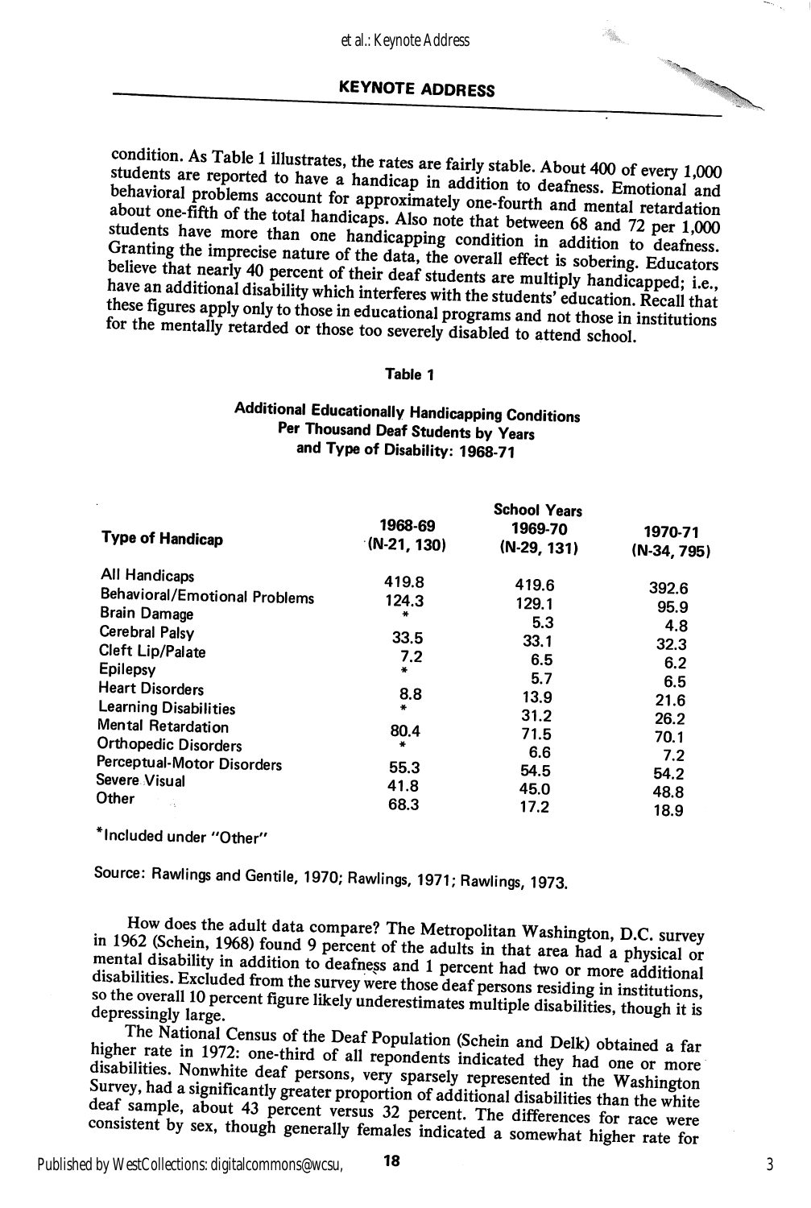condition. As Table 1 illustrates, the rates are fairly stable. About 400 of every 1,000 students are reported to have a handicap in addition to deafness. Emotional and behavioral problems account for approximately one-fourth and mental retardation about one-fifth of the total handicaps. Also note that between 68 and 72 per 1,000 students have more than one handicapping condition in addition to deafness. Granting the imprecise nature of the data, the overall effect is sobering. Educators believe that nearly 40 percent of their deaf students are multiply handicapped; i.e., have an additional disability which interferes with the students' education. Recall that these figures apply only to those in educational programs and not those in institutions for the mentally retarded or those too severely disabled to attend school.

**Table 1**

**Additional Educationally Handicapping Conditions Per Thousand Deaf Students by Years and Type of Disability: 1968-71**

| Type of Handicap | School Years 1968-69 (N-21, 130) | 1969-70 (N-29, 131) | 1970-71 (N-34, 795) |
|---|---|---|---|
| All Handicaps | 419.8 | 419.6 | 392.6 |
| Behavioral/Emotional Problems | 124.3 | 129.1 | 95.9 |
| Brain Damage | * | 5.3 | 4.8 |
| Cerebral Palsy | 33.5 | 33.1 | 32.3 |
| Cleft Lip/Palate | 7.2 | 6.5 | 6.2 |
| Epilepsy | * | 5.7 | 6.5 |
| Heart Disorders | 8.8 | 13.9 | 21.6 |
| Learning Disabilities | * | 31.2 | 26.2 |
| Mental Retardation | 80.4 | 71.5 | 70.1 |
| Orthopedic Disorders | * | 6.6 | 7.2 |
| Perceptual-Motor Disorders | 55.3 | 54.5 | 54.2 |
| Severe Visual | 41.8 | 45.0 | 48.8 |
| Other | 68.3 | 17.2 | 18.9 |

*Included under "Other"

Source: Rawlings and Gentile, 1970; Rawlings, 1971; Rawlings, 1973.

How does the adult data compare? The Metropolitan Washington, D.C. survey in 1962 (Schein, 1968) found 9 percent of the adults in that area had a physical or mental disability in addition to deafness and 1 percent had two or more additional disabilities. Excluded from the survey were those deaf persons residing in institutions, so the overall 10 percent figure likely underestimates multiple disabilities, though it is depressingly large.

The National Census of the Deaf Population (Schein and Delk) obtained a far higher rate in 1972: one-third of all repondents indicated they had one or more disabilities. Nonwhite deaf persons, very sparsely represented in the Washington Survey, had a significantly greater proportion of additional disabilities than the white deaf sample, about 43 percent versus 32 percent. The differences for race were consistent by sex, though generally females indicated a somewhat higher rate for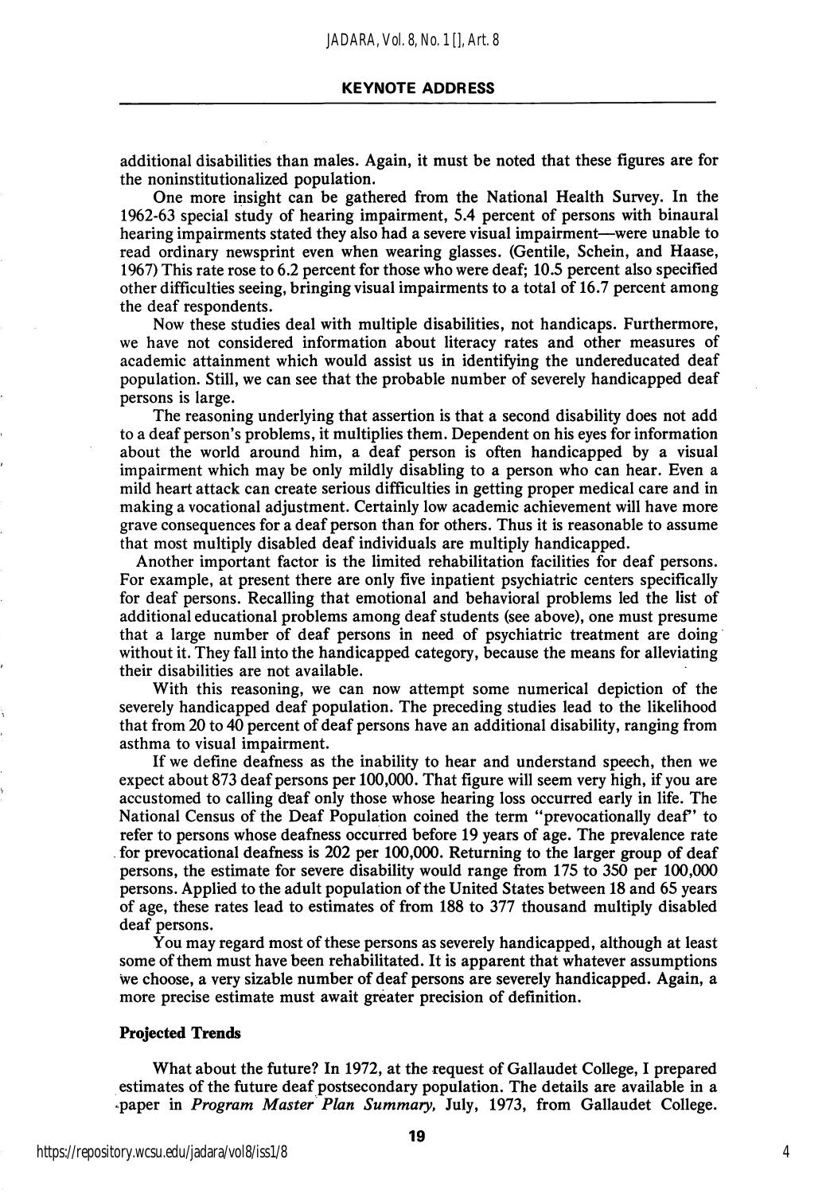additional disabilities than males. Again, it must be noted that these figures are for the noninstitutionalized population.

One more insight can be gathered from the National Health Survey. In the 1962-63 special study of hearing impairment, 5.4 percent of persons with binaural hearing impairments stated they also had a severe visual impairment—were unable to read ordinary newsprint even when wearing glasses. (Gentile, Schein, and Haase, 1967) This rate rose to 6.2 percent for those who were deaf; 10.5 percent also specified other difficulties seeing, bringing visual impairments to a total of 16.7 percent among the deaf respondents.

Now these studies deal with multiple disabilities, not handicaps. Furthermore, we have not considered information about literacy rates and other measures of academic attainment which would assist us in identifying the undereducated deaf population. Still, we can see that the probable number of severely handicapped deaf persons is large.

The reasoning underlying that assertion is that a second disability does not add to a deaf person's problems, it multiplies them. Dependent on his eyes for information about the world around him, a deaf person is often handicapped by a visual impairment which may be only mildly disabling to a person who can hear. Even a mild heart attack can create serious difficulties in getting proper medical care and in making a vocational adjustment. Certainly low academic achievement will have more grave consequences for a deaf person than for others. Thus it is reasonable to assume that most multiply disabled deaf individuals are multiply handicapped.

Another important factor is the limited rehabilitation facilities for deaf persons. For example, at present there are only five inpatient psychiatric centers specifically for deaf persons. Recalling that emotional and behavioral problems led the list of additional educational problems among deaf students (see above), one must presume that a large number of deaf persons in need of psychiatric treatment are doing without it. They fall into the handicapped category, because the means for alleviating their disabilities are not available.

With this reasoning, we can now attempt some numerical depiction of the severely handicapped deaf population. The preceding studies lead to the likelihood that from 20 to 40 percent of deaf persons have an additional disability, ranging from asthma to visual impairment.

If we define deafness as the inability to hear and understand speech, then we expect about 873 deaf persons per 100,000. That figure will seem very high, if you are accustomed to calling deaf only those whose hearing loss occurred early in life. The National Census of the Deaf Population coined the term "prevocationally deaf" to refer to persons whose deafness occurred before 19 years of age. The prevalence rate for prevocational deafness is 202 per 100,000. Returning to the larger group of deaf persons, the estimate for severe disability would range from 175 to 350 per 100,000 persons. Applied to the adult population of the United States between 18 and 65 years of age, these rates lead to estimates of from 188 to 377 thousand multiply disabled deaf persons.

You may regard most of these persons as severely handicapped, although at least some of them must have been rehabilitated. It is apparent that whatever assumptions we choose, a very sizable number of deaf persons are severely handicapped. Again, a more precise estimate must await greater precision of definition.

### Projected Trends

What about the future? In 1972, at the request of Gallaudet College, I prepared estimates of the future deaf postsecondary population. The details are available in a paper in *Program Master Plan Summary,* July, 1973, from Gallaudet College.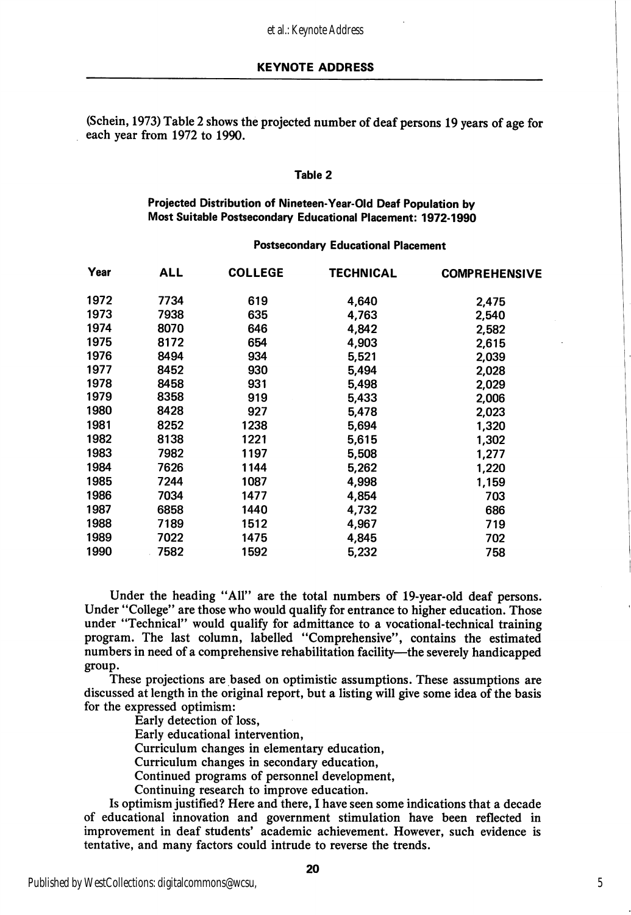(Schein, 1973) Table 2 shows the projected number of deaf persons 19 years of age for each year from 1972 to 1990.

**Table 2**

**Projected Distribution of Nineteen-Year-Old Deaf Population by Most Suitable Postsecondary Educational Placement: 1972-1990**

| | | Postsecondary Educational Placement | | |
|---|---|---|---|---|
| **Year** | **ALL** | **COLLEGE** | **TECHNICAL** | **COMPREHENSIVE** |
| 1972 | 7734 | 619 | 4,640 | 2,475 |
| 1973 | 7938 | 635 | 4,763 | 2,540 |
| 1974 | 8070 | 646 | 4,842 | 2,582 |
| 1975 | 8172 | 654 | 4,903 | 2,615 |
| 1976 | 8494 | 934 | 5,521 | 2,039 |
| 1977 | 8452 | 930 | 5,494 | 2,028 |
| 1978 | 8458 | 931 | 5,498 | 2,029 |
| 1979 | 8358 | 919 | 5,433 | 2,006 |
| 1980 | 8428 | 927 | 5,478 | 2,023 |
| 1981 | 8252 | 1238 | 5,694 | 1,320 |
| 1982 | 8138 | 1221 | 5,615 | 1,302 |
| 1983 | 7982 | 1197 | 5,508 | 1,277 |
| 1984 | 7626 | 1144 | 5,262 | 1,220 |
| 1985 | 7244 | 1087 | 4,998 | 1,159 |
| 1986 | 7034 | 1477 | 4,854 | 703 |
| 1987 | 6858 | 1440 | 4,732 | 686 |
| 1988 | 7189 | 1512 | 4,967 | 719 |
| 1989 | 7022 | 1475 | 4,845 | 702 |
| 1990 | 7582 | 1592 | 5,232 | 758 |

Under the heading "All" are the total numbers of 19-year-old deaf persons. Under "College" are those who would qualify for entrance to higher education. Those under "Technical" would qualify for admittance to a vocational-technical training program. The last column, labelled "Comprehensive", contains the estimated numbers in need of a comprehensive rehabilitation facility—the severely handicapped group.

These projections are based on optimistic assumptions. These assumptions are discussed at length in the original report, but a listing will give some idea of the basis for the expressed optimism:

- Early detection of loss,
- Early educational intervention,
- Curriculum changes in elementary education,
- Curriculum changes in secondary education,
- Continued programs of personnel development,
- Continuing research to improve education.

Is optimism justified? Here and there, I have seen some indications that a decade of educational innovation and government stimulation have been reflected in improvement in deaf students' academic achievement. However, such evidence is tentative, and many factors could intrude to reverse the trends.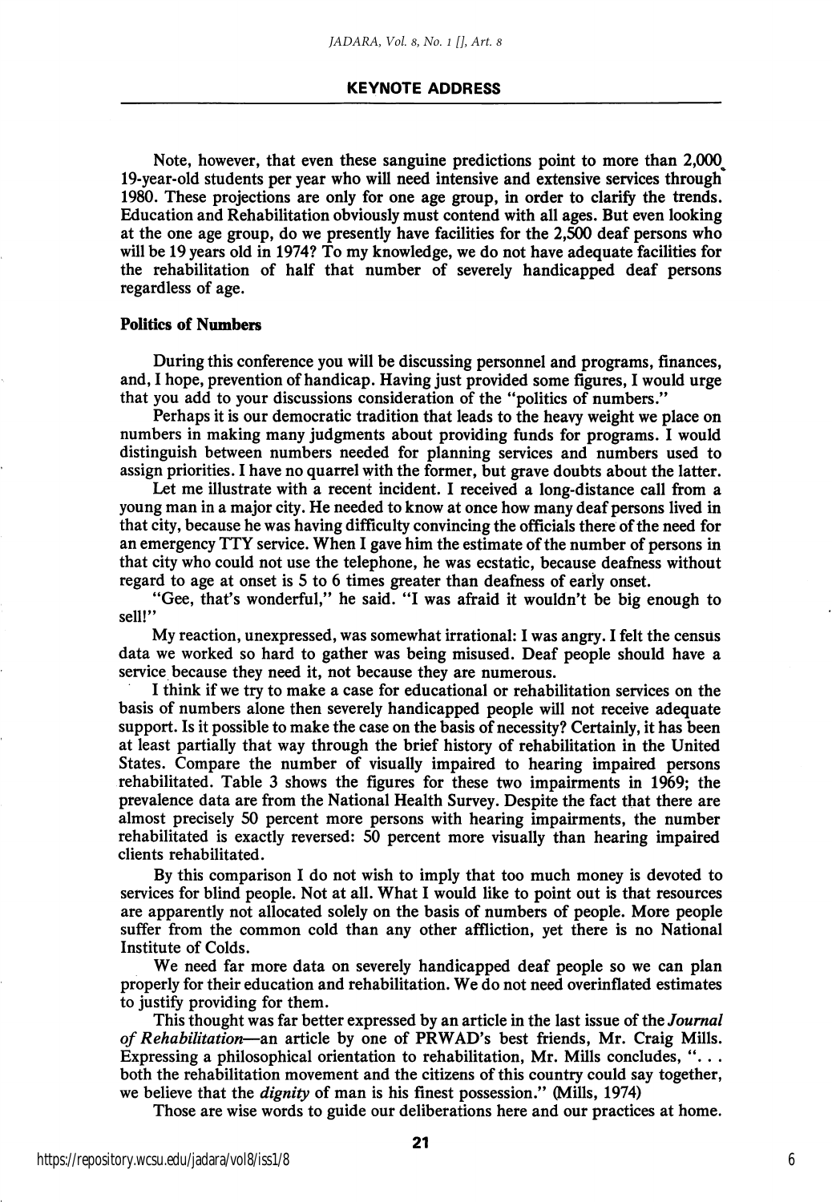Note, however, that even these sanguine predictions point to more than 2,000 19-year-old students per year who will need intensive and extensive services through 1980. These projections are only for one age group, in order to clarify the trends. Education and Rehabilitation obviously must contend with all ages. But even looking at the one age group, do we presently have facilities for the 2,500 deaf persons who will be 19 years old in 1974? To my knowledge, we do not have adequate facilities for the rehabilitation of half that number of severely handicapped deaf persons regardless of age.

### Politics of Numbers

During this conference you will be discussing personnel and programs, finances, and, I hope, prevention of handicap. Having just provided some figures, I would urge that you add to your discussions consideration of the "politics of numbers."

Perhaps it is our democratic tradition that leads to the heavy weight we place on numbers in making many judgments about providing funds for programs. I would distinguish between numbers needed for planning services and numbers used to assign priorities. I have no quarrel with the former, but grave doubts about the latter.

Let me illustrate with a recent incident. I received a long-distance call from a young man in a major city. He needed to know at once how many deaf persons lived in that city, because he was having difficulty convincing the officials there of the need for an emergency TTY service. When I gave him the estimate of the number of persons in that city who could not use the telephone, he was ecstatic, because deafness without regard to age at onset is 5 to 6 times greater than deafness of early onset.

"Gee, that's wonderful," he said. "I was afraid it wouldn't be big enough to sell!"

My reaction, unexpressed, was somewhat irrational: I was angry. I felt the census data we worked so hard to gather was being misused. Deaf people should have a service because they need it, not because they are numerous.

I think if we try to make a case for educational or rehabilitation services on the basis of numbers alone then severely handicapped people will not receive adequate support. Is it possible to make the case on the basis of necessity? Certainly, it has been at least partially that way through the brief history of rehabilitation in the United States. Compare the number of visually impaired to hearing impaired persons rehabilitated. Table 3 shows the figures for these two impairments in 1969; the prevalence data are from the National Health Survey. Despite the fact that there are almost precisely 50 percent more persons with hearing impairments, the number rehabilitated is exactly reversed: 50 percent more visually than hearing impaired clients rehabilitated.

By this comparison I do not wish to imply that too much money is devoted to services for blind people. Not at all. What I would like to point out is that resources are apparently not allocated solely on the basis of numbers of people. More people suffer from the common cold than any other affliction, yet there is no National Institute of Colds.

We need far more data on severely handicapped deaf people so we can plan properly for their education and rehabilitation. We do not need overinflated estimates to justify providing for them.

This thought was far better expressed by an article in the last issue of the *Journal of Rehabilitation*—an article by one of PRWAD's best friends, Mr. Craig Mills. Expressing a philosophical orientation to rehabilitation, Mr. Mills concludes, ". . . both the rehabilitation movement and the citizens of this country could say together, we believe that the *dignity* of man is his finest possession." (Mills, 1974)

Those are wise words to guide our deliberations here and our practices at home.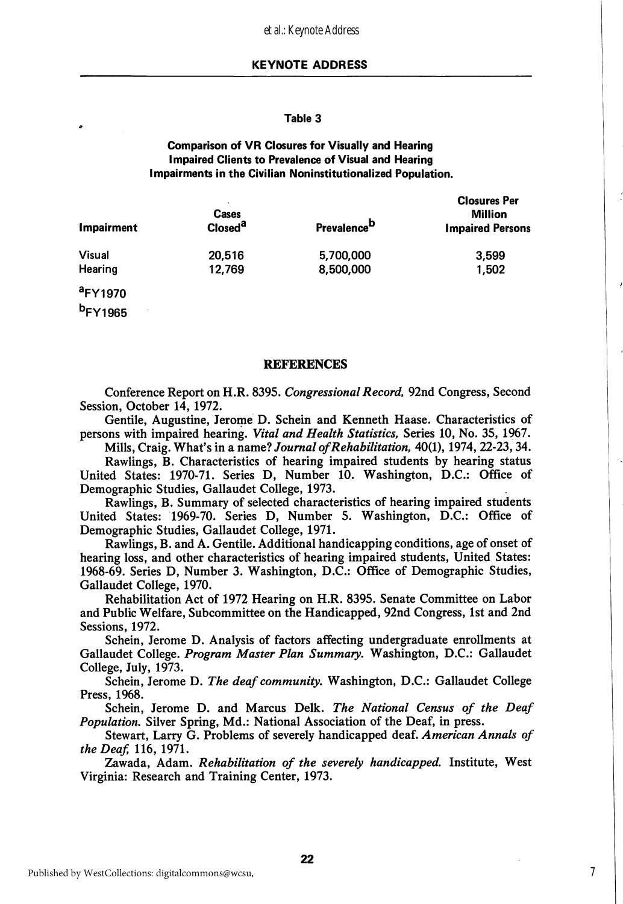### Table 3

**Comparison of VR Closures for Visually and Hearing Impaired Clients to Prevalence of Visual and Hearing Impairments in the Civilian Noninstitutionalized Population.**

| Impairment | Cases Closed[a] | Prevalence[b] | Closures Per Million Impaired Persons |
|---|---|---|---|
| Visual | 20,516 | 5,700,000 | 3,599 |
| Hearing | 12,769 | 8,500,000 | 1,502 |

[a]FY1970

[b]FY1965

## REFERENCES

Conference Report on H.R. 8395. *Congressional Record,* 92nd Congress, Second Session, October 14, 1972.

Gentile, Augustine, Jerome D. Schein and Kenneth Haase. Characteristics of persons with impaired hearing. *Vital and Health Statistics,* Series 10, No. 35, 1967.

Mills, Craig. What's in a name? *Journal of Rehabilitation,* 40(1), 1974, 22-23, 34.

Rawlings, B. Characteristics of hearing impaired students by hearing status United States: 1970-71. Series D, Number 10. Washington, D.C.: Office of Demographic Studies, Gallaudet College, 1973.

Rawlings, B. Summary of selected characteristics of hearing impaired students United States: 1969-70. Series D, Number 5. Washington, D.C.: Office of Demographic Studies, Gallaudet College, 1971.

Rawlings, B. and A. Gentile. Additional handicapping conditions, age of onset of hearing loss, and other characteristics of hearing impaired students, United States: 1968-69. Series D, Number 3. Washington, D.C.: Office of Demographic Studies, Gallaudet College, 1970.

Rehabilitation Act of 1972 Hearing on H.R. 8395. Senate Committee on Labor and Public Welfare, Subcommittee on the Handicapped, 92nd Congress, 1st and 2nd Sessions, 1972.

Schein, Jerome D. Analysis of factors affecting undergraduate enrollments at Gallaudet College. *Program Master Plan Summary.* Washington, D.C.: Gallaudet College, July, 1973.

Schein, Jerome D. *The deaf community.* Washington, D.C.: Gallaudet College Press, 1968.

Schein, Jerome D. and Marcus Delk. *The National Census of the Deaf Population.* Silver Spring, Md.: National Association of the Deaf, in press.

Stewart, Larry G. Problems of severely handicapped deaf. *American Annals of the Deaf,* 116, 1971.

Zawada, Adam. *Rehabilitation of the severely handicapped.* Institute, West Virginia: Research and Training Center, 1973.